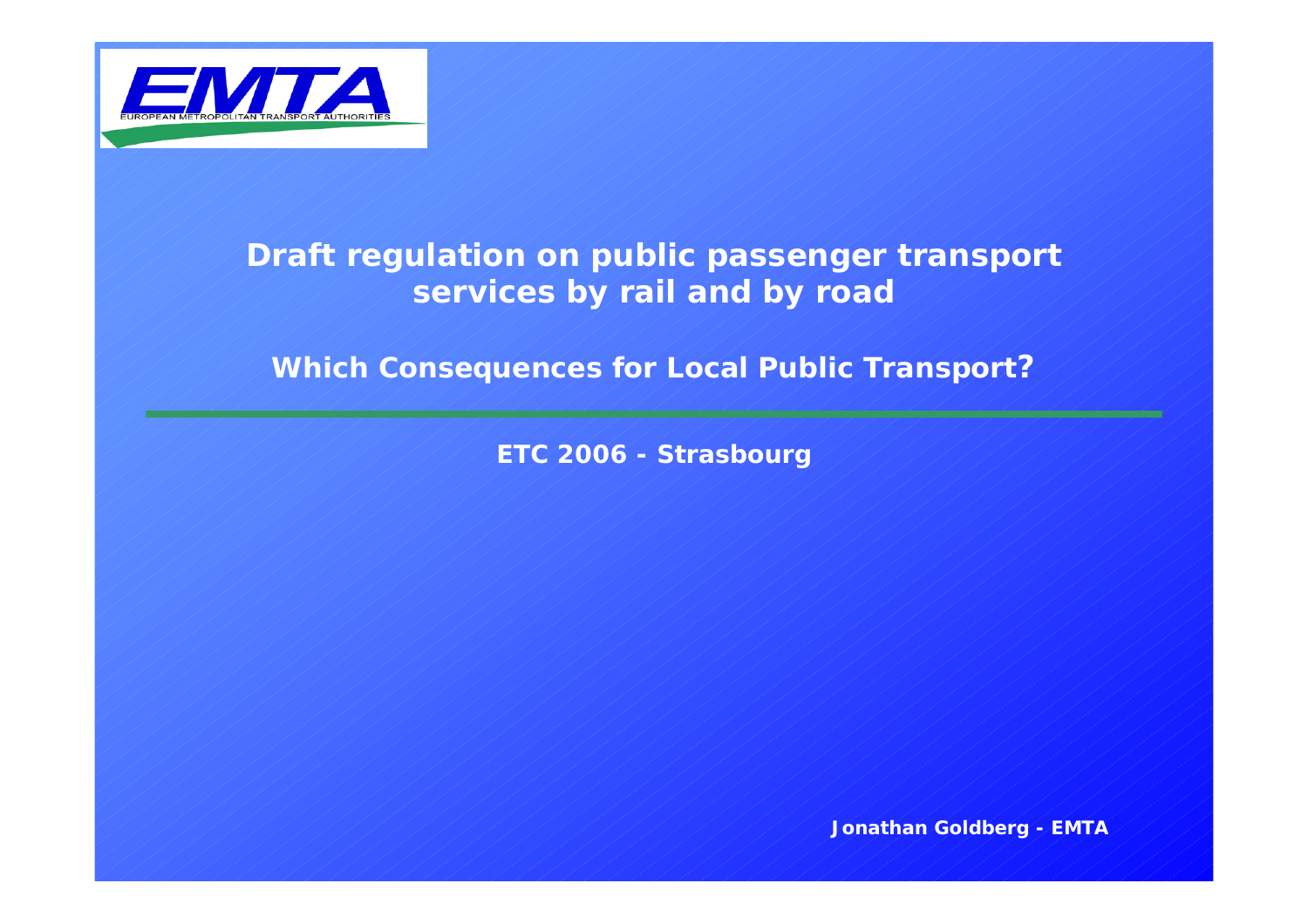EMTA

EUROPEAN METROPOLITAN TRANSPORT AUTHORITIES

# Draft regulation on public passenger transport services by rail and by road

## Which Consequences for Local Public Transport?

**ETC 2006 - Strasbourg**

**Jonathan Goldberg - EMTA**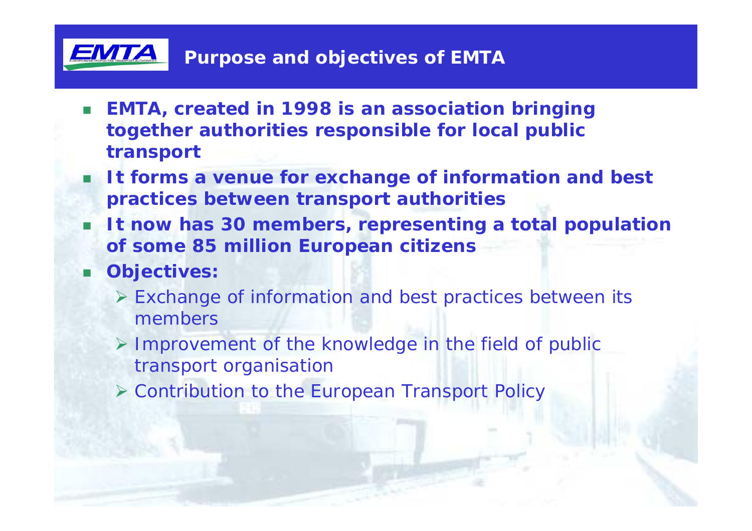# Purpose and objectives of EMTA

- **EMTA, created in 1998 is an association bringing together authorities responsible for local public transport**
- **It forms a venue for exchange of information and best practices between transport authorities**
- **It now has 30 members, representing a total population of some 85 million European citizens**
- **Objectives:**
  - Exchange of information and best practices between its members
  - Improvement of the knowledge in the field of public transport organisation
  - Contribution to the European Transport Policy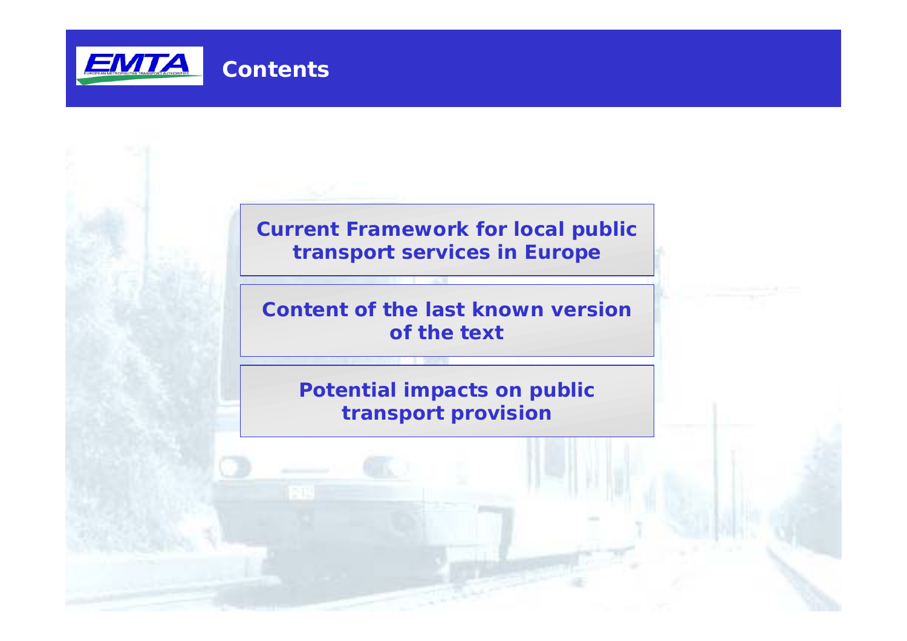# Contents

- Current Framework for local public transport services in Europe
- Content of the last known version of the text
- Potential impacts on public transport provision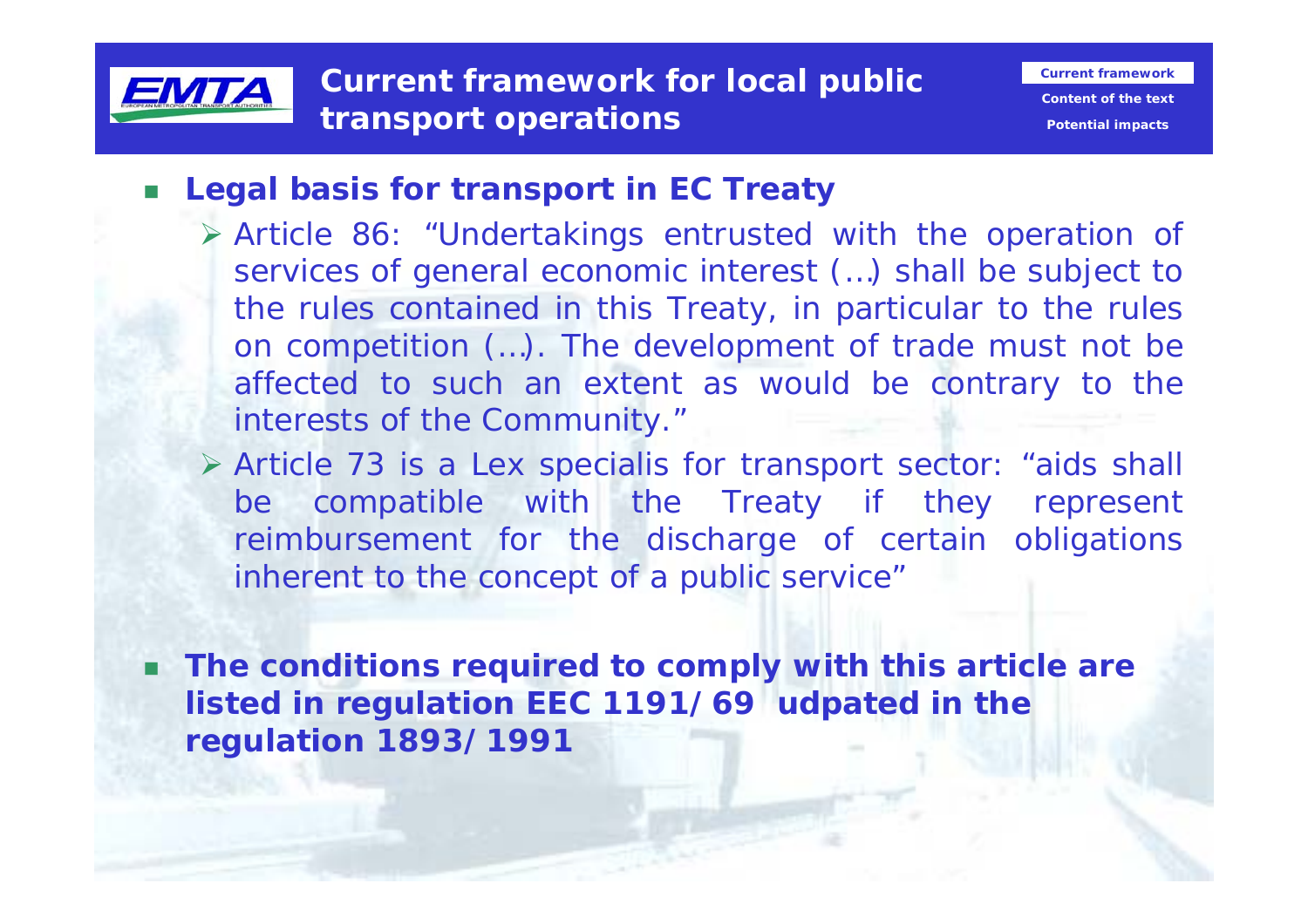# Current framework for local public transport operations

- **Legal basis for transport in EC Treaty**
  - Article 86: "Undertakings entrusted with the operation of services of general economic interest (…) shall be subject to the rules contained in this Treaty, in particular to the rules on competition (…). The development of trade must not be affected to such an extent as would be contrary to the interests of the Community."
  - Article 73 is a Lex specialis for transport sector: "aids shall be compatible with the Treaty if they represent reimbursement for the discharge of certain obligations inherent to the concept of a public service"

- **The conditions required to comply with this article are listed in regulation EEC 1191/69 udpated in the regulation 1893/1991**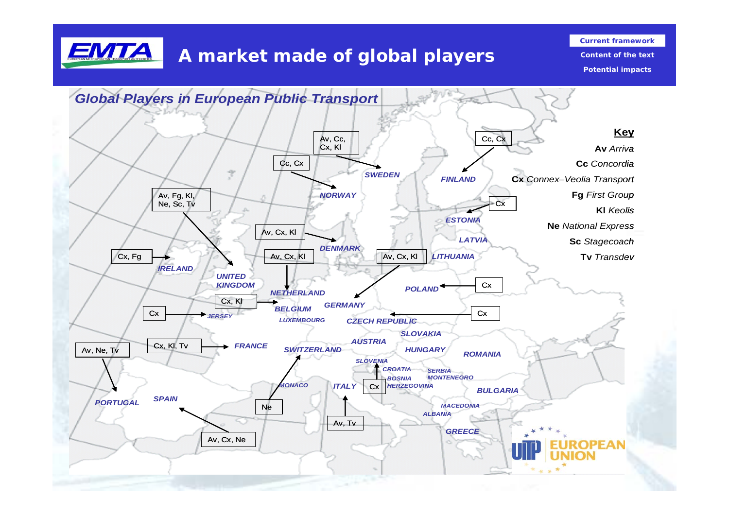# A market made of global players

Current framework

Content of the text

Potential impacts

## Global Players in European Public Transport

**Key**

- **Av** *Arriva*
- **Cc** *Concordia*
- **Cx** *Connex–Veolia Transport*
- **Fg** *First Group*
- **Kl** *Keolis*
- **Ne** *National Express*
- **Sc** *Stagecoach*
- **Tv** *Transdev*

| Country | Players |
|---|---|
| SWEDEN | Av, Cc, Cx, Kl |
| NORWAY | Cc, Cx |
| FINLAND | Cc, Cx |
| ESTONIA | Cx |
| UNITED KINGDOM | Av, Fg, Kl, Ne, Sc, Tv |
| DENMARK | Av, Cx, Kl |
| IRELAND | Cx, Fg |
| NETHERLAND | Av, Cx, Kl |
| GERMANY | Av, Cx, Kl |
| POLAND | Cx |
| BELGIUM | Cx, Kl |
| JERSEY | Cx |
| CZECH REPUBLIC | Cx |
| FRANCE | Cx, Kl, Tv |
| PORTUGAL | Av, Ne, Tv |
| SWITZERLAND | Ne |
| SLOVENIA | Cx |
| ITALY | Av, Tv |
| SPAIN | Av, Cx, Ne |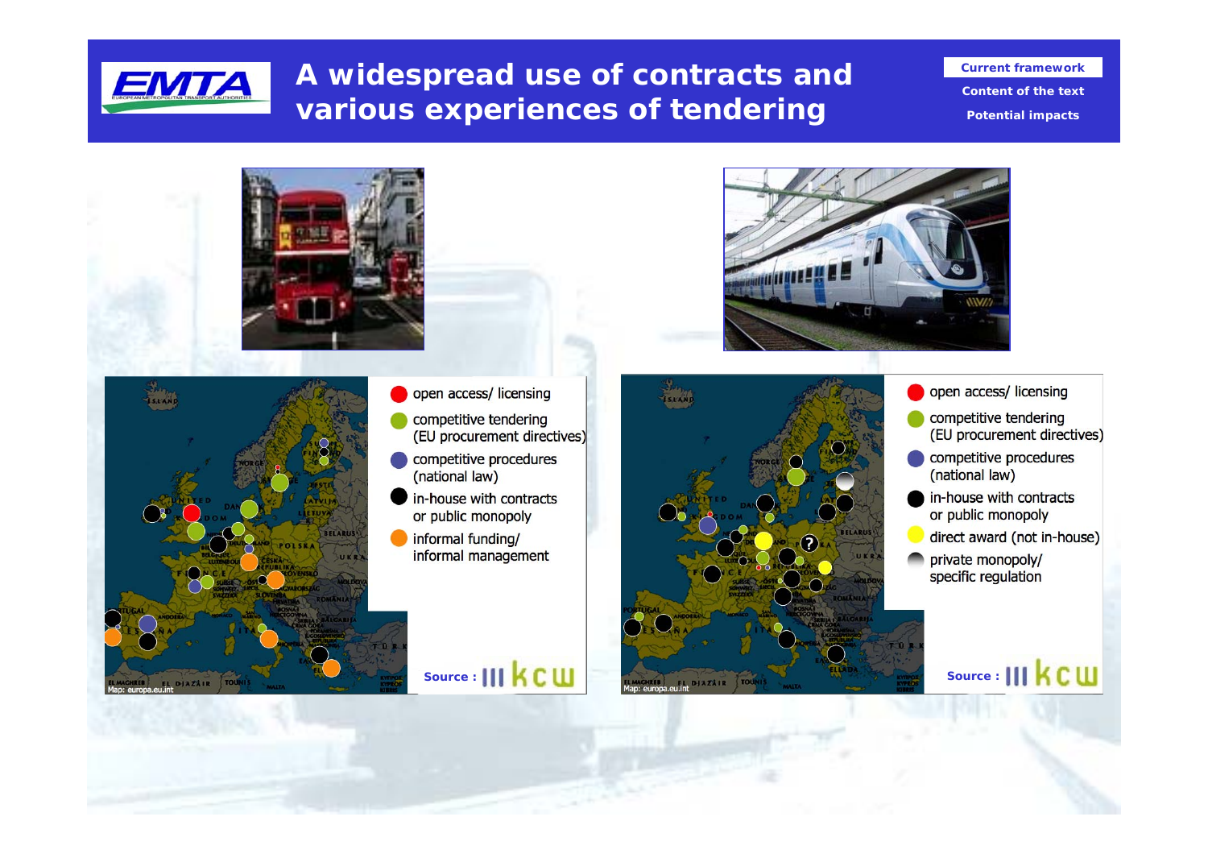# A widespread use of contracts and various experiences of tendering

**Current framework**
Content of the text
Potential impacts

- open access/ licensing
- competitive tendering (EU procurement directives)
- competitive procedures (national law)
- in-house with contracts or public monopoly
- informal funding/ informal management

Source : KCW

- open access/ licensing
- competitive tendering (EU procurement directives)
- competitive procedures (national law)
- in-house with contracts or public monopoly
- direct award (not in-house)
- private monopoly/ specific regulation

Source : KCW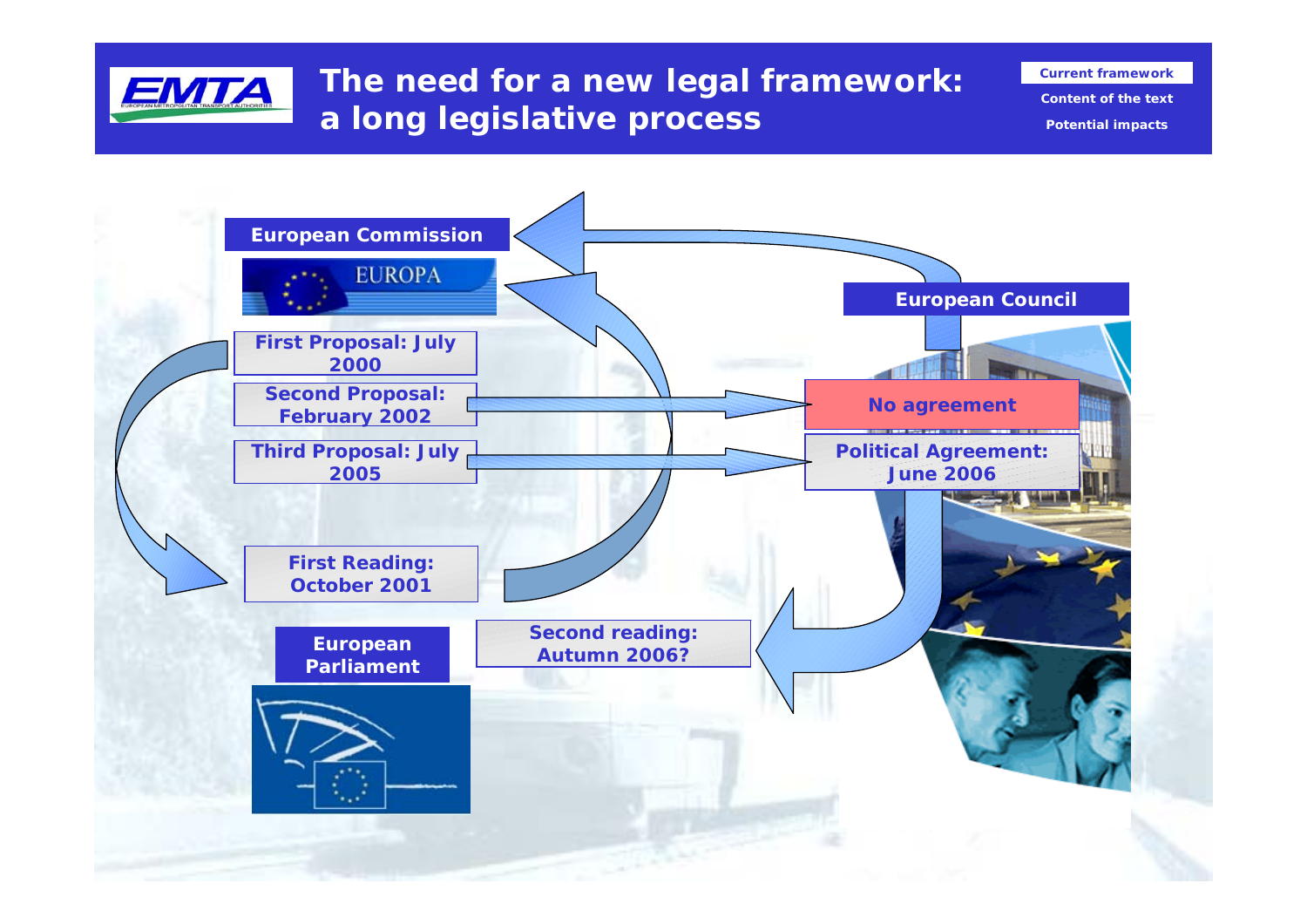# The need for a new legal framework: a long legislative process

**Current framework**

Content of the text

Potential impacts

**European Commission**

EUROPA

First Proposal: July 2000

Second Proposal: February 2002

Third Proposal: July 2005

First Reading: October 2001

**European Parliament**

**European Council**

No agreement

Political Agreement: June 2006

Second reading: Autumn 2006?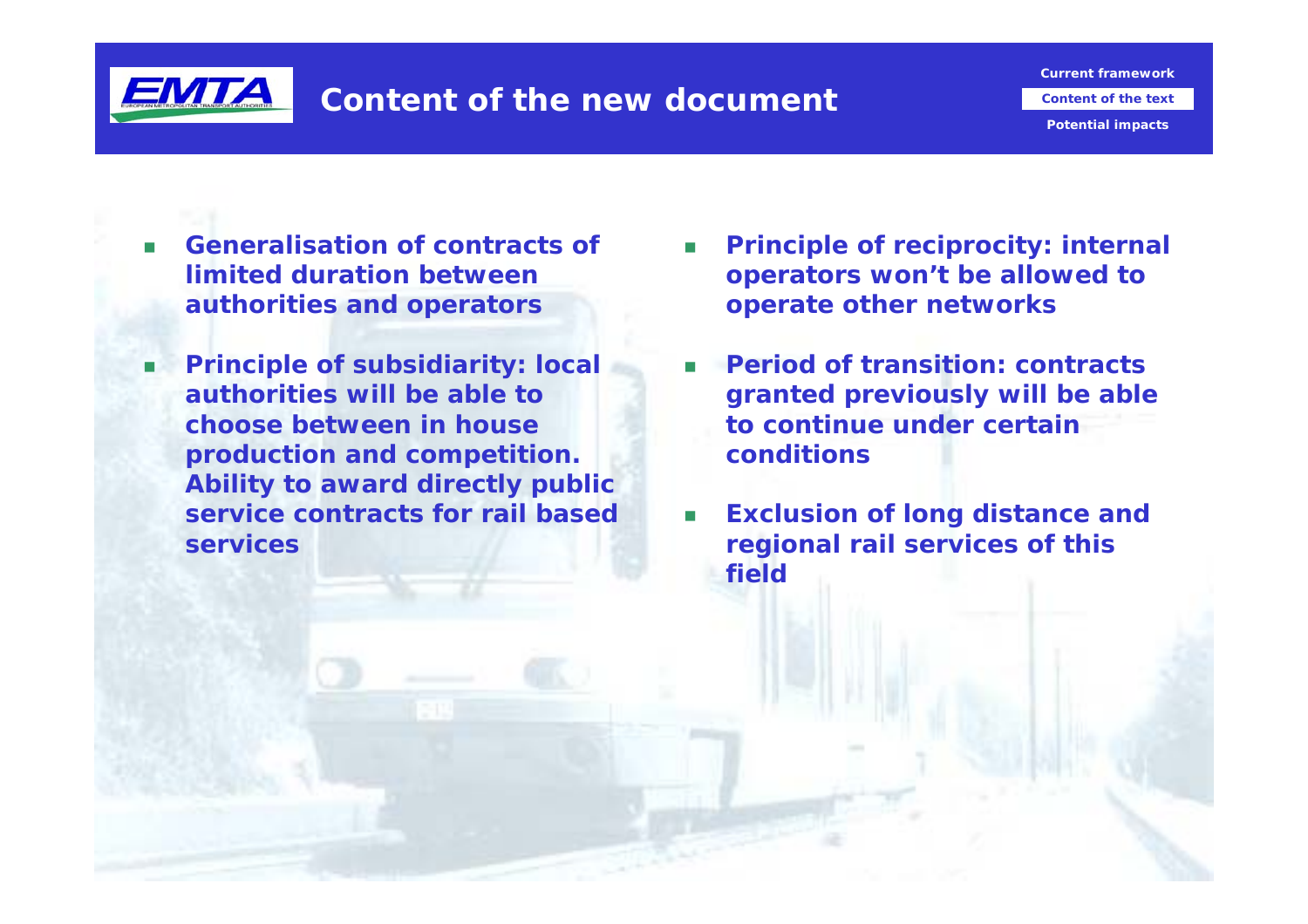# Content of the new document

- Generalisation of contracts of limited duration between authorities and operators
- Principle of subsidiarity: local authorities will be able to choose between in house production and competition. Ability to award directly public service contracts for rail based services
- Principle of reciprocity: internal operators won't be allowed to operate other networks
- Period of transition: contracts granted previously will be able to continue under certain conditions
- Exclusion of long distance and regional rail services of this field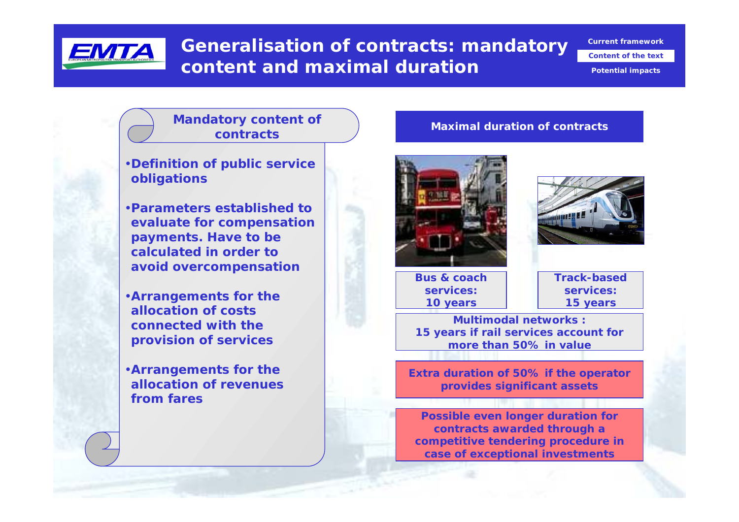# Generalisation of contracts: mandatory content and maximal duration

Current framework

Content of the text

Potential impacts

## Mandatory content of contracts

- **Definition of public service obligations**
- **Parameters established to evaluate for compensation payments. Have to be calculated in order to avoid overcompensation**
- **Arrangements for the allocation of costs connected with the provision of services**
- **Arrangements for the allocation of revenues from fares**

## Maximal duration of contracts

**Bus & coach services: 10 years**

**Track-based services: 15 years**

**Multimodal networks : 15 years if rail services account for more than 50% in value**

**Extra duration of 50% if the operator provides significant assets**

**Possible even longer duration for contracts awarded through a competitive tendering procedure in case of exceptional investments**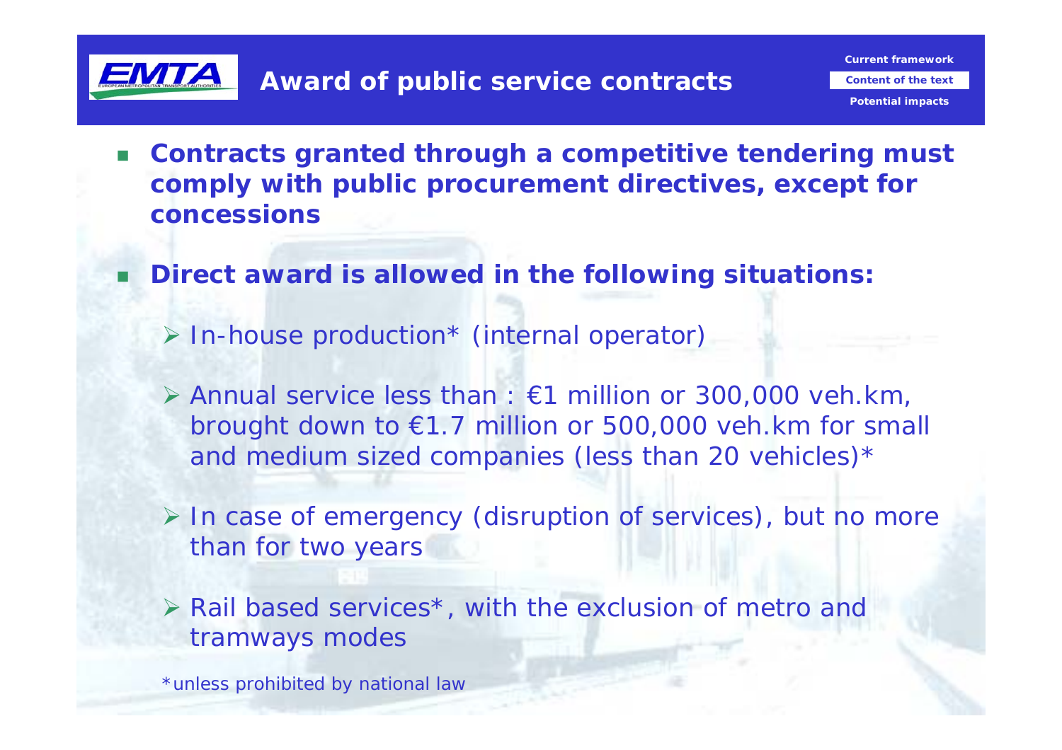# Award of public service contracts

- **Contracts granted through a competitive tendering must comply with public procurement directives, except for concessions**
- **Direct award is allowed in the following situations:**
  - In-house production* (internal operator)
  - Annual service less than : €1 million or 300,000 veh.km, brought down to €1.7 million or 500,000 veh.km for small and medium sized companies (less than 20 vehicles)*
  - In case of emergency (disruption of services), but no more than for two years
  - Rail based services*, with the exclusion of metro and tramways modes

*unless prohibited by national law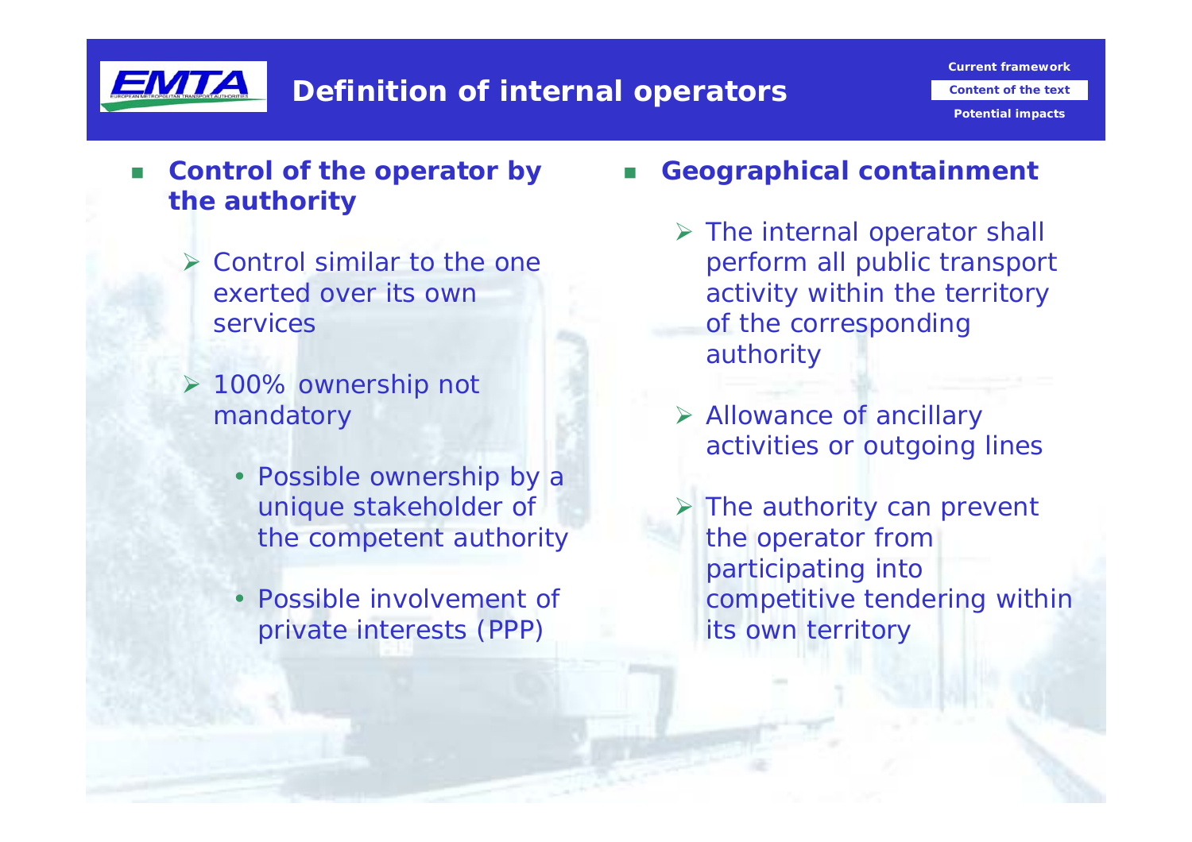# Definition of internal operators

- **Control of the operator by the authority**
  - Control similar to the one exerted over its own services
  - 100% ownership not mandatory
    - Possible ownership by a unique stakeholder of the competent authority
    - Possible involvement of private interests (PPP)

- **Geographical containment**
  - The internal operator shall perform all public transport activity within the territory of the corresponding authority
  - Allowance of ancillary activities or outgoing lines
  - The authority can prevent the operator from participating into competitive tendering within its own territory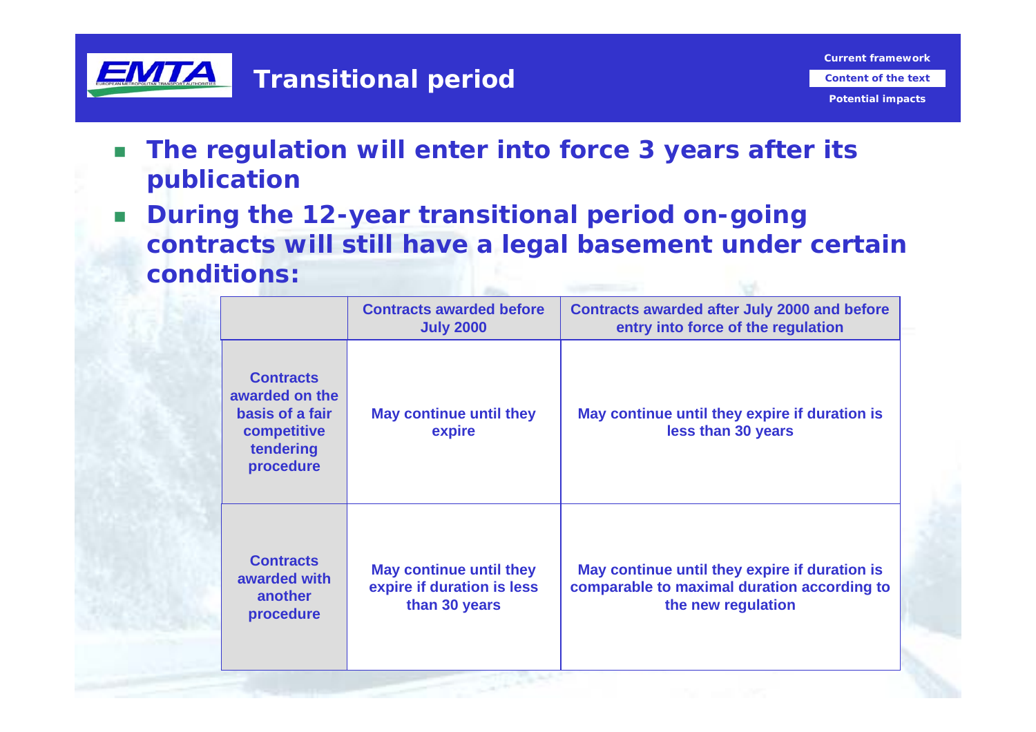# Transitional period

- **The regulation will enter into force 3 years after its publication**
- **During the 12-year transitional period on-going contracts will still have a legal basement under certain conditions:**

| | Contracts awarded before July 2000 | Contracts awarded after July 2000 and before entry into force of the regulation |
|---|---|---|
| Contracts awarded on the basis of a fair competitive tendering procedure | May continue until they expire | May continue until they expire if duration is less than 30 years |
| Contracts awarded with another procedure | May continue until they expire if duration is less than 30 years | May continue until they expire if duration is comparable to maximal duration according to the new regulation |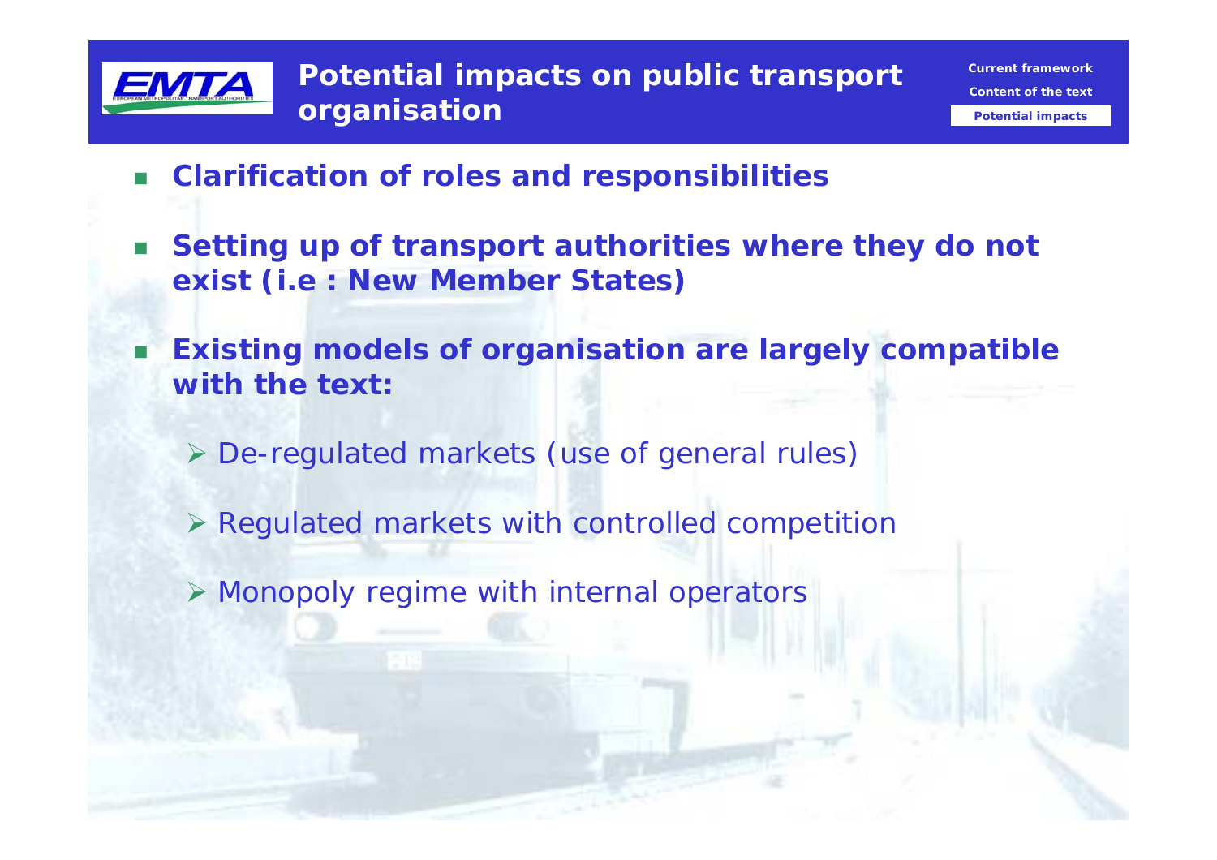# Potential impacts on public transport organisation

- **Clarification of roles and responsibilities**
- **Setting up of transport authorities where they do not exist (i.e : New Member States)**
- **Existing models of organisation are largely compatible with the text:**
  - De-regulated markets (use of general rules)
  - Regulated markets with controlled competition
  - Monopoly regime with internal operators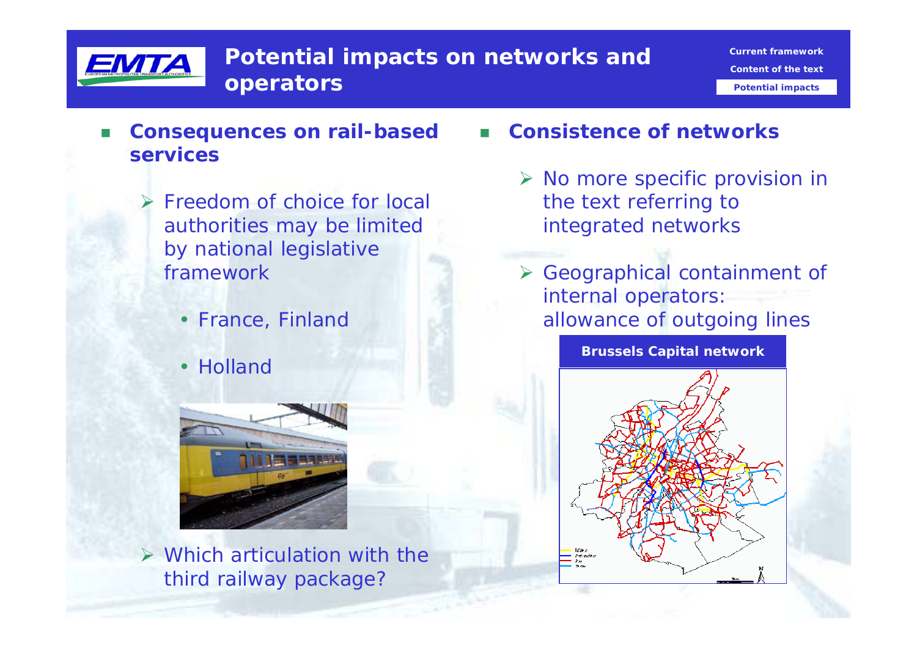# Potential impacts on networks and operators

- **Consequences on rail-based services**
  - Freedom of choice for local authorities may be limited by national legislative framework
    - France, Finland
    - Holland
  - Which articulation with the third railway package?

- **Consistence of networks**
  - No more specific provision in the text referring to integrated networks
  - Geographical containment of internal operators: allowance of outgoing lines

**Brussels Capital network**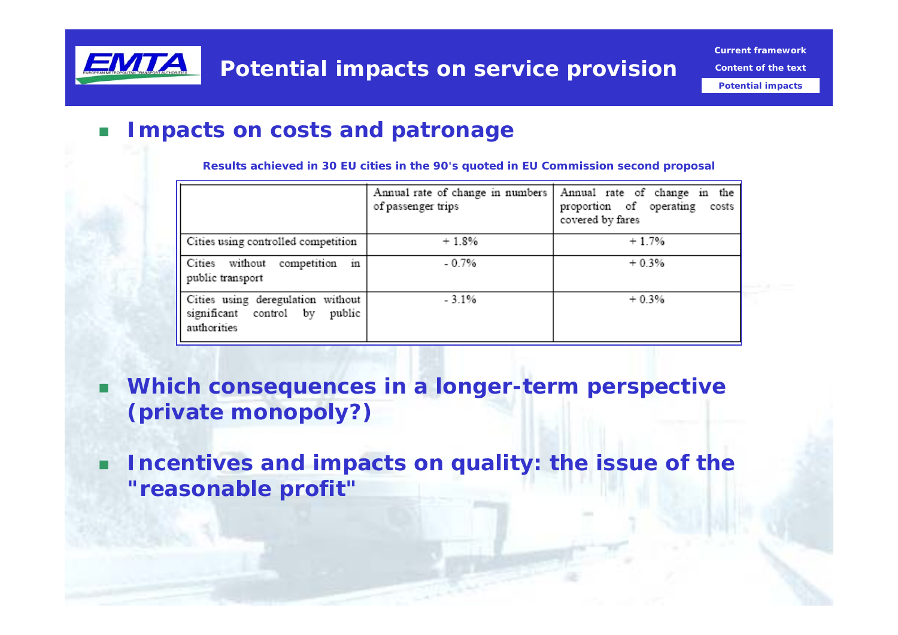# Potential impacts on service provision

- **Impacts on costs and patronage**

**Results achieved in 30 EU cities in the 90's quoted in EU Commission second proposal**

| | Annual rate of change in numbers of passenger trips | Annual rate of change in the proportion of operating costs covered by fares |
|---|---|---|
| Cities using controlled competition | + 1.8% | + 1.7% |
| Cities without competition in public transport | - 0.7% | + 0.3% |
| Cities using deregulation without significant control by public authorities | - 3.1% | + 0.3% |

- **Which consequences in a longer-term perspective (private monopoly?)**

- **Incentives and impacts on quality: the issue of the "reasonable profit"**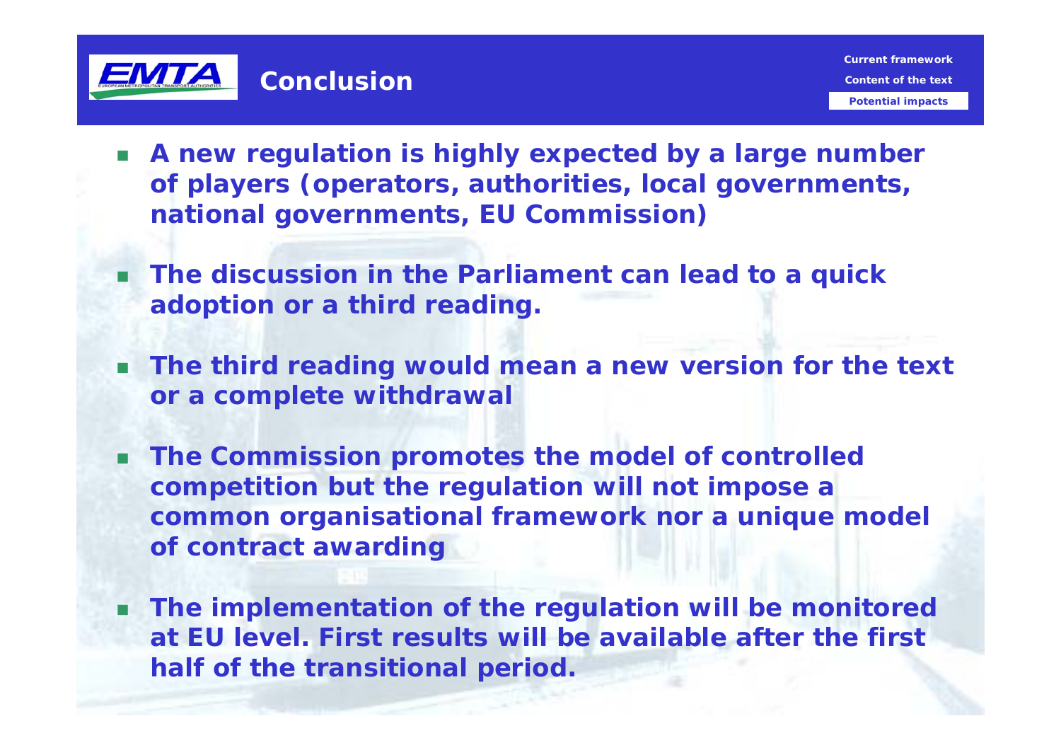# Conclusion

- A new regulation is highly expected by a large number of players (operators, authorities, local governments, national governments, EU Commission)
- The discussion in the Parliament can lead to a quick adoption or a third reading.
- The third reading would mean a new version for the text or a complete withdrawal
- The Commission promotes the model of controlled competition but the regulation will not impose a common organisational framework nor a unique model of contract awarding
- The implementation of the regulation will be monitored at EU level. First results will be available after the first half of the transitional period.